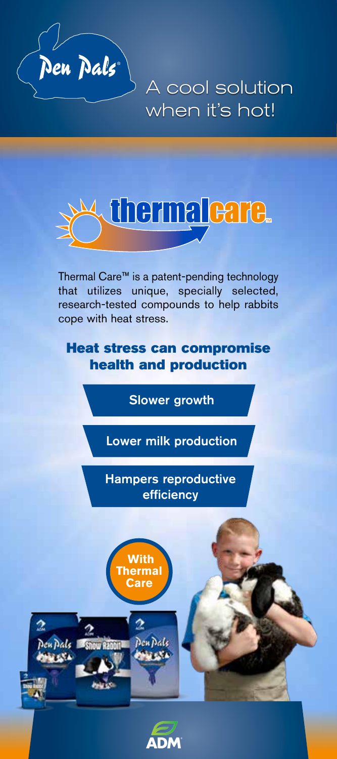Pen Pals®

A cool solution when it's hot!

# thermalcare™

Thermal Care™ is a patent-pending technology that utilizes unique, specially selected, research-tested compounds to help rabbits cope with heat stress.

## Heat stress can compromise health and production

- Slower growth
- Lower milk production
- Hampers reproductive efficiency

**With Thermal Care**

ADM®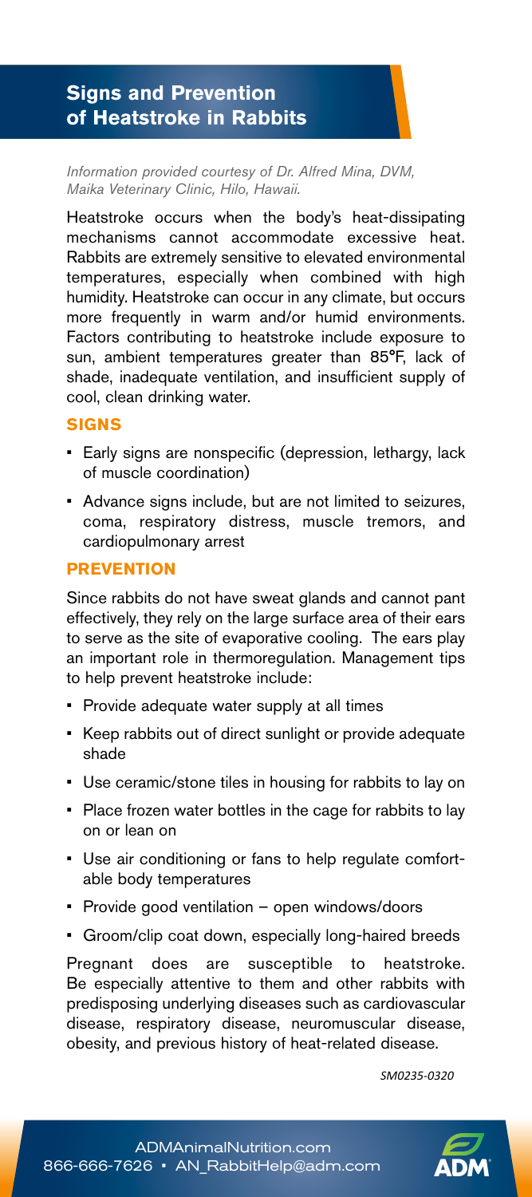# Signs and Prevention of Heatstroke in Rabbits

*Information provided courtesy of Dr. Alfred Mina, DVM, Maika Veterinary Clinic, Hilo, Hawaii.*

Heatstroke occurs when the body's heat-dissipating mechanisms cannot accommodate excessive heat. Rabbits are extremely sensitive to elevated environmental temperatures, especially when combined with high humidity. Heatstroke can occur in any climate, but occurs more frequently in warm and/or humid environments. Factors contributing to heatstroke include exposure to sun, ambient temperatures greater than 85°F, lack of shade, inadequate ventilation, and insufficient supply of cool, clean drinking water.

## SIGNS

- Early signs are nonspecific (depression, lethargy, lack of muscle coordination)
- Advance signs include, but are not limited to seizures, coma, respiratory distress, muscle tremors, and cardiopulmonary arrest

## PREVENTION

Since rabbits do not have sweat glands and cannot pant effectively, they rely on the large surface area of their ears to serve as the site of evaporative cooling. The ears play an important role in thermoregulation. Management tips to help prevent heatstroke include:

- Provide adequate water supply at all times
- Keep rabbits out of direct sunlight or provide adequate shade
- Use ceramic/stone tiles in housing for rabbits to lay on
- Place frozen water bottles in the cage for rabbits to lay on or lean on
- Use air conditioning or fans to help regulate comfortable body temperatures
- Provide good ventilation – open windows/doors
- Groom/clip coat down, especially long-haired breeds

Pregnant does are susceptible to heatstroke. Be especially attentive to them and other rabbits with predisposing underlying diseases such as cardiovascular disease, respiratory disease, neuromuscular disease, obesity, and previous history of heat-related disease.

SM0235-0320

ADMAnimalNutrition.com
866-666-7626 • AN_RabbitHelp@adm.com